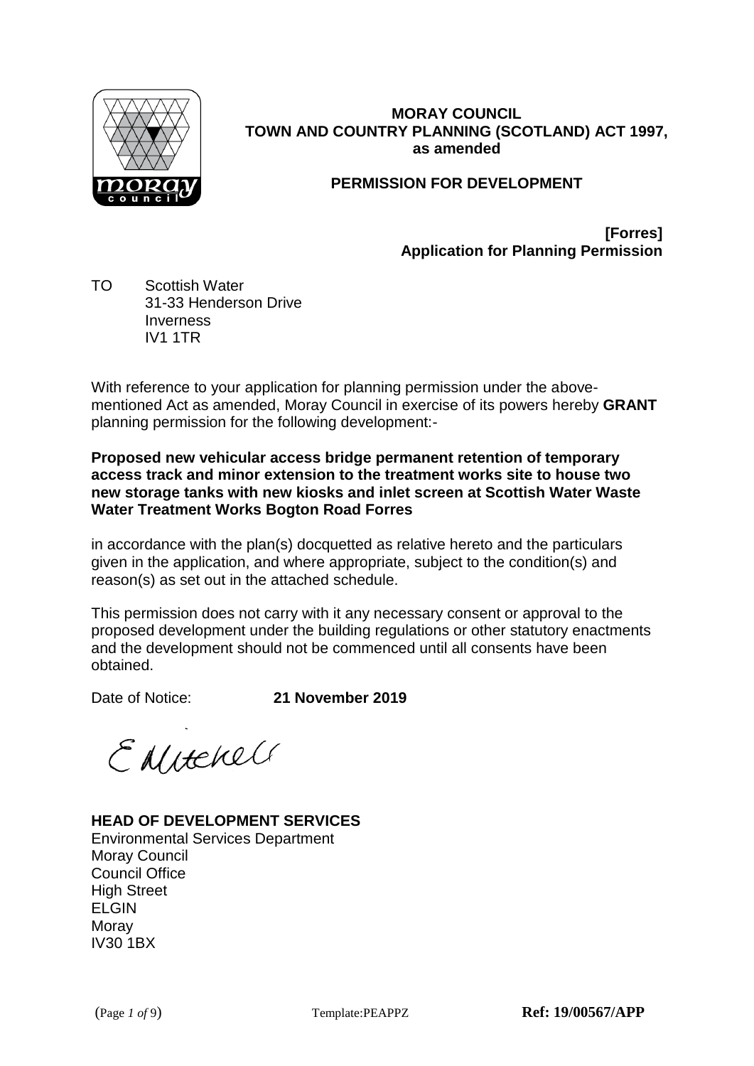**MORAY COUNCIL**
**TOWN AND COUNTRY PLANNING (SCOTLAND) ACT 1997, as amended**

**PERMISSION FOR DEVELOPMENT**

**[Forres]**
**Application for Planning Permission**

TO Scottish Water
31-33 Henderson Drive
Inverness
IV1 1TR

With reference to your application for planning permission under the above-mentioned Act as amended, Moray Council in exercise of its powers hereby **GRANT** planning permission for the following development:-

**Proposed new vehicular access bridge permanent retention of temporary access track and minor extension to the treatment works site to house two new storage tanks with new kiosks and inlet screen at Scottish Water Waste Water Treatment Works Bogton Road Forres**

in accordance with the plan(s) docquetted as relative hereto and the particulars given in the application, and where appropriate, subject to the condition(s) and reason(s) as set out in the attached schedule.

This permission does not carry with it any necessary consent or approval to the proposed development under the building regulations or other statutory enactments and the development should not be commenced until all consents have been obtained.

Date of Notice: **21 November 2019**

E Mitchell

**HEAD OF DEVELOPMENT SERVICES**
Environmental Services Department
Moray Council
Council Office
High Street
ELGIN
Moray
IV30 1BX

Template:PEAPPZ **Ref: 19/00567/APP**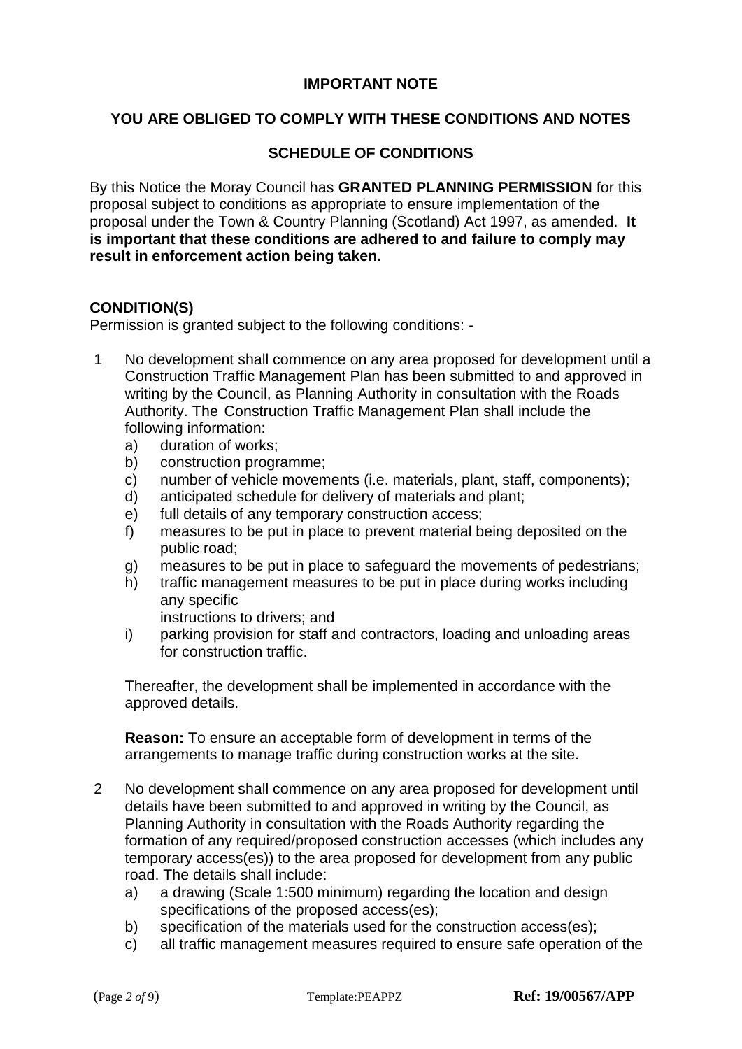**IMPORTANT NOTE**

**YOU ARE OBLIGED TO COMPLY WITH THESE CONDITIONS AND NOTES**

**SCHEDULE OF CONDITIONS**

By this Notice the Moray Council has **GRANTED PLANNING PERMISSION** for this proposal subject to conditions as appropriate to ensure implementation of the proposal under the Town & Country Planning (Scotland) Act 1997, as amended. **It is important that these conditions are adhered to and failure to comply may result in enforcement action being taken.**

**CONDITION(S)**

Permission is granted subject to the following conditions: -

1 No development shall commence on any area proposed for development until a Construction Traffic Management Plan has been submitted to and approved in writing by the Council, as Planning Authority in consultation with the Roads Authority. The Construction Traffic Management Plan shall include the following information:
   a) duration of works;
   b) construction programme;
   c) number of vehicle movements (i.e. materials, plant, staff, components);
   d) anticipated schedule for delivery of materials and plant;
   e) full details of any temporary construction access;
   f) measures to be put in place to prevent material being deposited on the public road;
   g) measures to be put in place to safeguard the movements of pedestrians;
   h) traffic management measures to be put in place during works including any specific
   instructions to drivers; and
   i) parking provision for staff and contractors, loading and unloading areas for construction traffic.

   Thereafter, the development shall be implemented in accordance with the approved details.

   **Reason:** To ensure an acceptable form of development in terms of the arrangements to manage traffic during construction works at the site.

2 No development shall commence on any area proposed for development until details have been submitted to and approved in writing by the Council, as Planning Authority in consultation with the Roads Authority regarding the formation of any required/proposed construction accesses (which includes any temporary access(es)) to the area proposed for development from any public road. The details shall include:
   a) a drawing (Scale 1:500 minimum) regarding the location and design specifications of the proposed access(es);
   b) specification of the materials used for the construction access(es);
   c) all traffic management measures required to ensure safe operation of the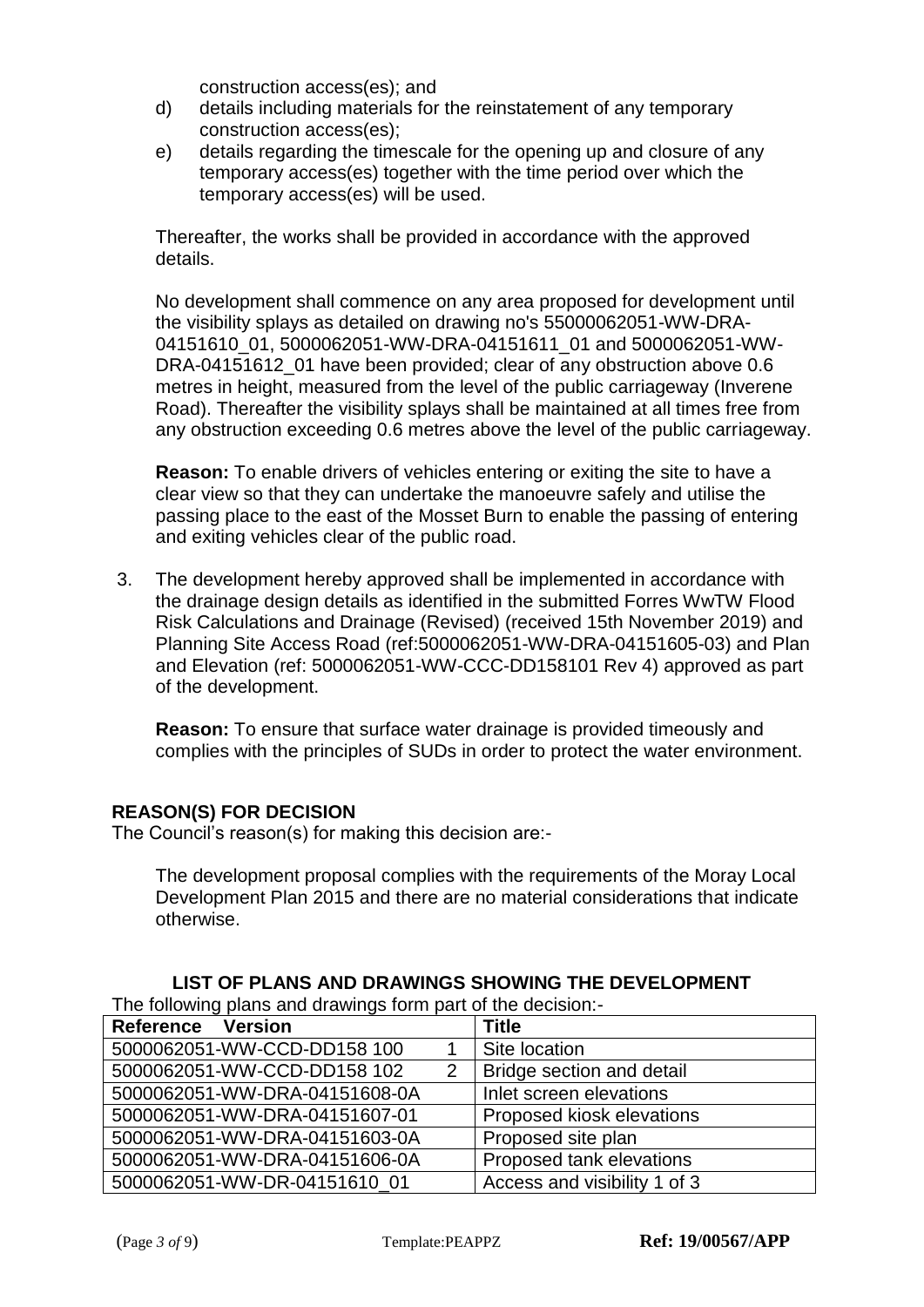construction access(es); and

d) details including materials for the reinstatement of any temporary construction access(es);

e) details regarding the timescale for the opening up and closure of any temporary access(es) together with the time period over which the temporary access(es) will be used.

Thereafter, the works shall be provided in accordance with the approved details.

No development shall commence on any area proposed for development until the visibility splays as detailed on drawing no's 55000062051-WW-DRA-04151610_01, 5000062051-WW-DRA-04151611_01 and 5000062051-WW-DRA-04151612_01 have been provided; clear of any obstruction above 0.6 metres in height, measured from the level of the public carriageway (Inverene Road). Thereafter the visibility splays shall be maintained at all times free from any obstruction exceeding 0.6 metres above the level of the public carriageway.

**Reason:** To enable drivers of vehicles entering or exiting the site to have a clear view so that they can undertake the manoeuvre safely and utilise the passing place to the east of the Mosset Burn to enable the passing of entering and exiting vehicles clear of the public road.

3. The development hereby approved shall be implemented in accordance with the drainage design details as identified in the submitted Forres WwTW Flood Risk Calculations and Drainage (Revised) (received 15th November 2019) and Planning Site Access Road (ref:5000062051-WW-DRA-04151605-03) and Plan and Elevation (ref: 5000062051-WW-CCC-DD158101 Rev 4) approved as part of the development.

   **Reason:** To ensure that surface water drainage is provided timeously and complies with the principles of SUDs in order to protect the water environment.

**REASON(S) FOR DECISION**

The Council's reason(s) for making this decision are:-

The development proposal complies with the requirements of the Moray Local Development Plan 2015 and there are no material considerations that indicate otherwise.

**LIST OF PLANS AND DRAWINGS SHOWING THE DEVELOPMENT**

The following plans and drawings form part of the decision:-

| Reference | Version | Title |
|---|---|---|
| 5000062051-WW-CCD-DD158 100 | 1 | Site location |
| 5000062051-WW-CCD-DD158 102 | 2 | Bridge section and detail |
| 5000062051-WW-DRA-04151608-0A | | Inlet screen elevations |
| 5000062051-WW-DRA-04151607-01 | | Proposed kiosk elevations |
| 5000062051-WW-DRA-04151603-0A | | Proposed site plan |
| 5000062051-WW-DRA-04151606-0A | | Proposed tank elevations |
| 5000062051-WW-DR-04151610_01 | | Access and visibility 1 of 3 |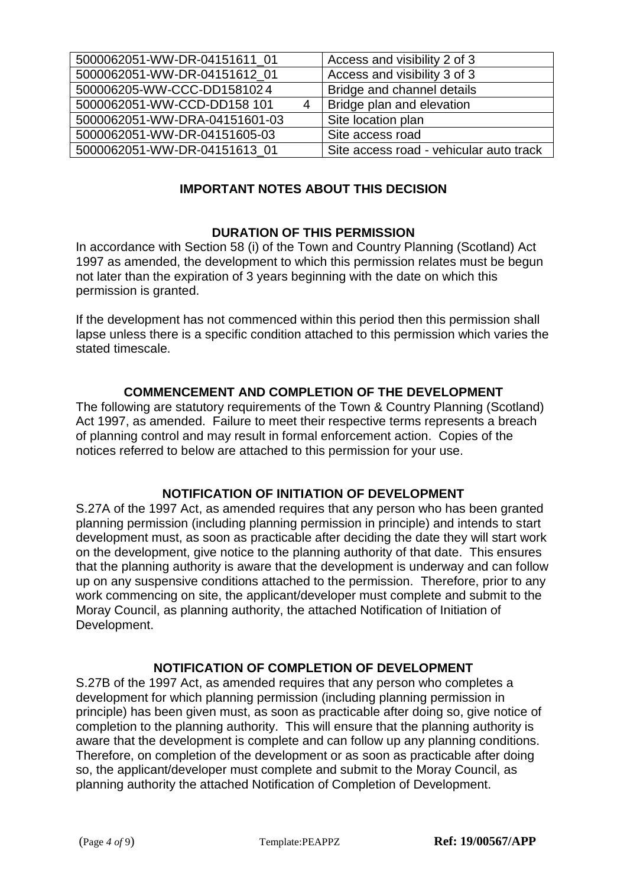| | |
|---|---|
| 5000062051-WW-DR-04151611_01 | Access and visibility 2 of 3 |
| 5000062051-WW-DR-04151612_01 | Access and visibility 3 of 3 |
| 500006205-WW-CCC-DD1581024 | Bridge and channel details |
| 5000062051-WW-CCD-DD158 101 4 | Bridge plan and elevation |
| 5000062051-WW-DRA-04151601-03 | Site location plan |
| 5000062051-WW-DR-04151605-03 | Site access road |
| 5000062051-WW-DR-04151613_01 | Site access road - vehicular auto track |

## IMPORTANT NOTES ABOUT THIS DECISION

### DURATION OF THIS PERMISSION

In accordance with Section 58 (i) of the Town and Country Planning (Scotland) Act 1997 as amended, the development to which this permission relates must be begun not later than the expiration of 3 years beginning with the date on which this permission is granted.

If the development has not commenced within this period then this permission shall lapse unless there is a specific condition attached to this permission which varies the stated timescale.

### COMMENCEMENT AND COMPLETION OF THE DEVELOPMENT

The following are statutory requirements of the Town & Country Planning (Scotland) Act 1997, as amended. Failure to meet their respective terms represents a breach of planning control and may result in formal enforcement action. Copies of the notices referred to below are attached to this permission for your use.

### NOTIFICATION OF INITIATION OF DEVELOPMENT

S.27A of the 1997 Act, as amended requires that any person who has been granted planning permission (including planning permission in principle) and intends to start development must, as soon as practicable after deciding the date they will start work on the development, give notice to the planning authority of that date. This ensures that the planning authority is aware that the development is underway and can follow up on any suspensive conditions attached to the permission. Therefore, prior to any work commencing on site, the applicant/developer must complete and submit to the Moray Council, as planning authority, the attached Notification of Initiation of Development.

### NOTIFICATION OF COMPLETION OF DEVELOPMENT

S.27B of the 1997 Act, as amended requires that any person who completes a development for which planning permission (including planning permission in principle) has been given must, as soon as practicable after doing so, give notice of completion to the planning authority. This will ensure that the planning authority is aware that the development is complete and can follow up any planning conditions. Therefore, on completion of the development or as soon as practicable after doing so, the applicant/developer must complete and submit to the Moray Council, as planning authority the attached Notification of Completion of Development.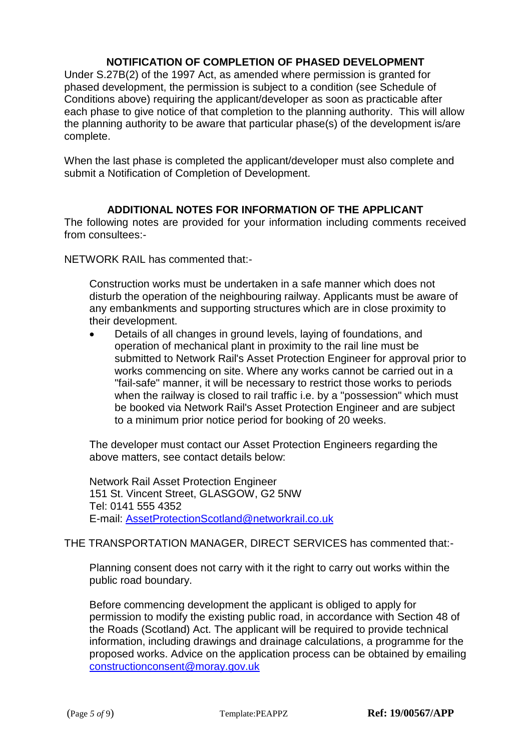## NOTIFICATION OF COMPLETION OF PHASED DEVELOPMENT

Under S.27B(2) of the 1997 Act, as amended where permission is granted for phased development, the permission is subject to a condition (see Schedule of Conditions above) requiring the applicant/developer as soon as practicable after each phase to give notice of that completion to the planning authority. This will allow the planning authority to be aware that particular phase(s) of the development is/are complete.

When the last phase is completed the applicant/developer must also complete and submit a Notification of Completion of Development.

## ADDITIONAL NOTES FOR INFORMATION OF THE APPLICANT

The following notes are provided for your information including comments received from consultees:-

NETWORK RAIL has commented that:-

> Construction works must be undertaken in a safe manner which does not disturb the operation of the neighbouring railway. Applicants must be aware of any embankments and supporting structures which are in close proximity to their development.
>
> - Details of all changes in ground levels, laying of foundations, and operation of mechanical plant in proximity to the rail line must be submitted to Network Rail's Asset Protection Engineer for approval prior to works commencing on site. Where any works cannot be carried out in a "fail-safe" manner, it will be necessary to restrict those works to periods when the railway is closed to rail traffic i.e. by a "possession" which must be booked via Network Rail's Asset Protection Engineer and are subject to a minimum prior notice period for booking of 20 weeks.
>
> The developer must contact our Asset Protection Engineers regarding the above matters, see contact details below:
>
> Network Rail Asset Protection Engineer
> 151 St. Vincent Street, GLASGOW, G2 5NW
> Tel: 0141 555 4352
> E-mail: AssetProtectionScotland@networkrail.co.uk

THE TRANSPORTATION MANAGER, DIRECT SERVICES has commented that:-

> Planning consent does not carry with it the right to carry out works within the public road boundary.
>
> Before commencing development the applicant is obliged to apply for permission to modify the existing public road, in accordance with Section 48 of the Roads (Scotland) Act. The applicant will be required to provide technical information, including drawings and drainage calculations, a programme for the proposed works. Advice on the application process can be obtained by emailing constructionconsent@moray.gov.uk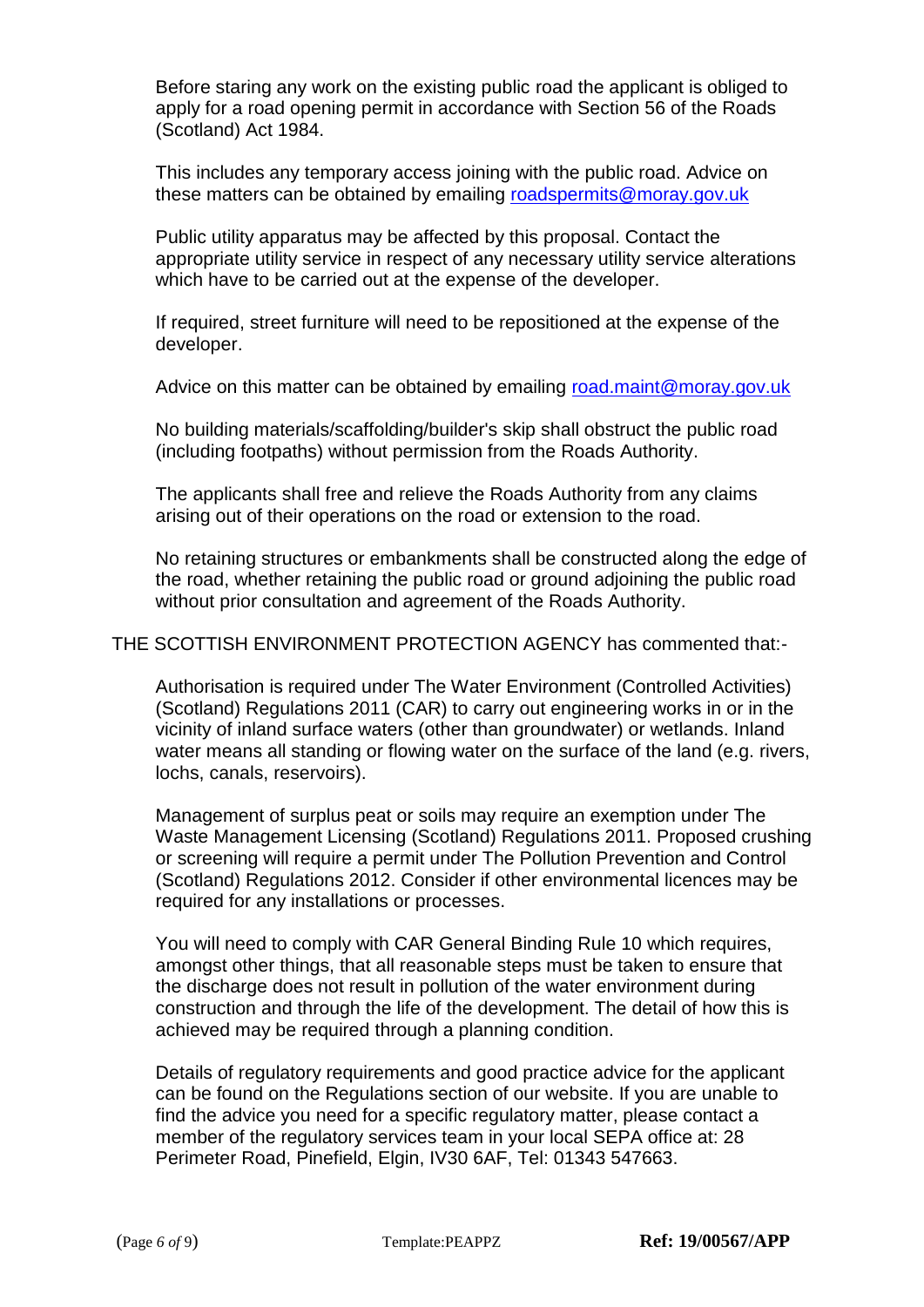Before staring any work on the existing public road the applicant is obliged to apply for a road opening permit in accordance with Section 56 of the Roads (Scotland) Act 1984.

This includes any temporary access joining with the public road. Advice on these matters can be obtained by emailing roadspermits@moray.gov.uk

Public utility apparatus may be affected by this proposal. Contact the appropriate utility service in respect of any necessary utility service alterations which have to be carried out at the expense of the developer.

If required, street furniture will need to be repositioned at the expense of the developer.

Advice on this matter can be obtained by emailing road.maint@moray.gov.uk

No building materials/scaffolding/builder's skip shall obstruct the public road (including footpaths) without permission from the Roads Authority.

The applicants shall free and relieve the Roads Authority from any claims arising out of their operations on the road or extension to the road.

No retaining structures or embankments shall be constructed along the edge of the road, whether retaining the public road or ground adjoining the public road without prior consultation and agreement of the Roads Authority.

THE SCOTTISH ENVIRONMENT PROTECTION AGENCY has commented that:-

Authorisation is required under The Water Environment (Controlled Activities) (Scotland) Regulations 2011 (CAR) to carry out engineering works in or in the vicinity of inland surface waters (other than groundwater) or wetlands. Inland water means all standing or flowing water on the surface of the land (e.g. rivers, lochs, canals, reservoirs).

Management of surplus peat or soils may require an exemption under The Waste Management Licensing (Scotland) Regulations 2011. Proposed crushing or screening will require a permit under The Pollution Prevention and Control (Scotland) Regulations 2012. Consider if other environmental licences may be required for any installations or processes.

You will need to comply with CAR General Binding Rule 10 which requires, amongst other things, that all reasonable steps must be taken to ensure that the discharge does not result in pollution of the water environment during construction and through the life of the development. The detail of how this is achieved may be required through a planning condition.

Details of regulatory requirements and good practice advice for the applicant can be found on the Regulations section of our website. If you are unable to find the advice you need for a specific regulatory matter, please contact a member of the regulatory services team in your local SEPA office at: 28 Perimeter Road, Pinefield, Elgin, IV30 6AF, Tel: 01343 547663.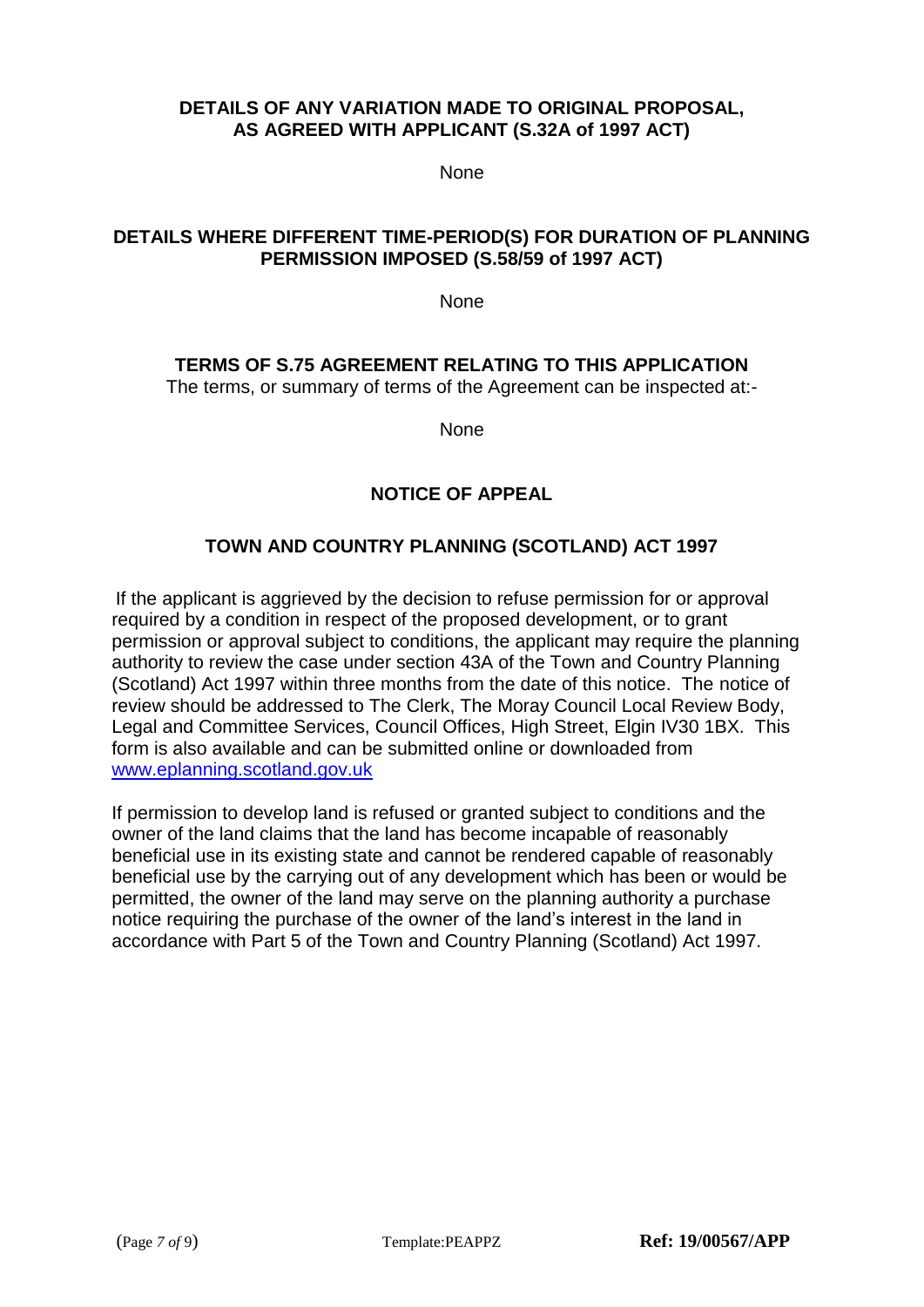**DETAILS OF ANY VARIATION MADE TO ORIGINAL PROPOSAL, AS AGREED WITH APPLICANT (S.32A of 1997 ACT)**

None

**DETAILS WHERE DIFFERENT TIME-PERIOD(S) FOR DURATION OF PLANNING PERMISSION IMPOSED (S.58/59 of 1997 ACT)**

None

**TERMS OF S.75 AGREEMENT RELATING TO THIS APPLICATION**

The terms, or summary of terms of the Agreement can be inspected at:-

None

## NOTICE OF APPEAL

## TOWN AND COUNTRY PLANNING (SCOTLAND) ACT 1997

If the applicant is aggrieved by the decision to refuse permission for or approval required by a condition in respect of the proposed development, or to grant permission or approval subject to conditions, the applicant may require the planning authority to review the case under section 43A of the Town and Country Planning (Scotland) Act 1997 within three months from the date of this notice. The notice of review should be addressed to The Clerk, The Moray Council Local Review Body, Legal and Committee Services, Council Offices, High Street, Elgin IV30 1BX. This form is also available and can be submitted online or downloaded from www.eplanning.scotland.gov.uk

If permission to develop land is refused or granted subject to conditions and the owner of the land claims that the land has become incapable of reasonably beneficial use in its existing state and cannot be rendered capable of reasonably beneficial use by the carrying out of any development which has been or would be permitted, the owner of the land may serve on the planning authority a purchase notice requiring the purchase of the owner of the land's interest in the land in accordance with Part 5 of the Town and Country Planning (Scotland) Act 1997.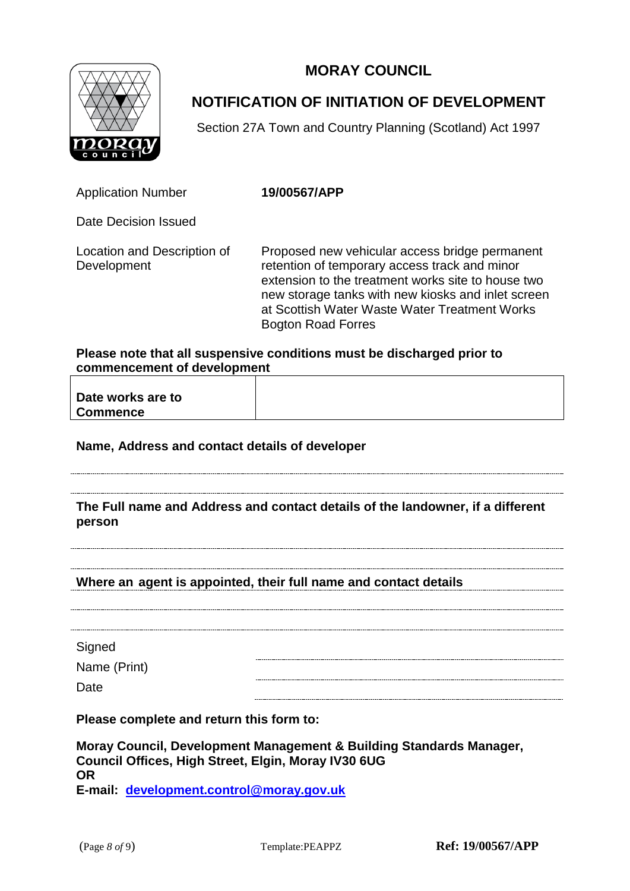# MORAY COUNCIL

## NOTIFICATION OF INITIATION OF DEVELOPMENT

Section 27A Town and Country Planning (Scotland) Act 1997

| | |
|---|---|
| Application Number | **19/00567/APP** |
| Date Decision Issued | |
| Location and Description of Development | Proposed new vehicular access bridge permanent retention of temporary access track and minor extension to the treatment works site to house two new storage tanks with new kiosks and inlet screen at Scottish Water Waste Water Treatment Works Bogton Road Forres |

**Please note that all suspensive conditions must be discharged prior to commencement of development**

| | |
|---|---|
| **Date works are to Commence** | |

**Name, Address and contact details of developer**

**The Full name and Address and contact details of the landowner, if a different person**

**Where an agent is appointed, their full name and contact details**

Signed

Name (Print)

Date

**Please complete and return this form to:**

**Moray Council, Development Management & Building Standards Manager, Council Offices, High Street, Elgin, Moray IV30 6UG**
**OR**
**E-mail: development.control@moray.gov.uk**

Template:PEAPPZ

**Ref: 19/00567/APP**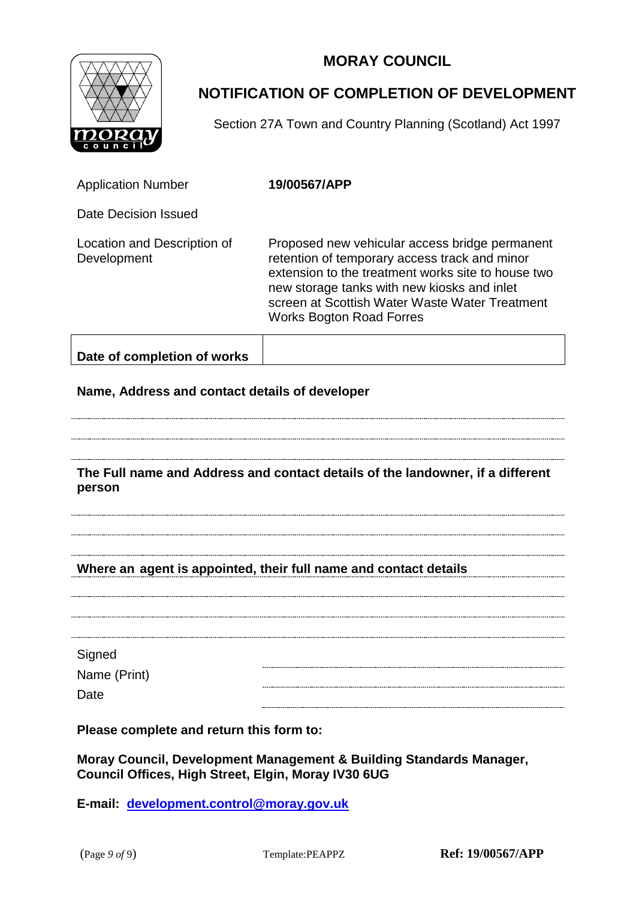# MORAY COUNCIL

## NOTIFICATION OF COMPLETION OF DEVELOPMENT

Section 27A Town and Country Planning (Scotland) Act 1997

| | |
|---|---|
| Application Number | **19/00567/APP** |
| Date Decision Issued | |
| Location and Description of Development | Proposed new vehicular access bridge permanent retention of temporary access track and minor extension to the treatment works site to house two new storage tanks with new kiosks and inlet screen at Scottish Water Waste Water Treatment Works Bogton Road Forres |

| | |
|---|---|
| **Date of completion of works** | |

**Name, Address and contact details of developer**

..............................................................................................................................

..............................................................................................................................

..............................................................................................................................

**The Full name and Address and contact details of the landowner, if a different person**

..............................................................................................................................

..............................................................................................................................

..............................................................................................................................

**Where an agent is appointed, their full name and contact details**

..............................................................................................................................

..............................................................................................................................

..............................................................................................................................

Signed ..............................................................................................

Name (Print) ..............................................................................................

Date ..............................................................................................

**Please complete and return this form to:**

**Moray Council, Development Management & Building Standards Manager, Council Offices, High Street, Elgin, Moray IV30 6UG**

**E-mail: development.control@moray.gov.uk**